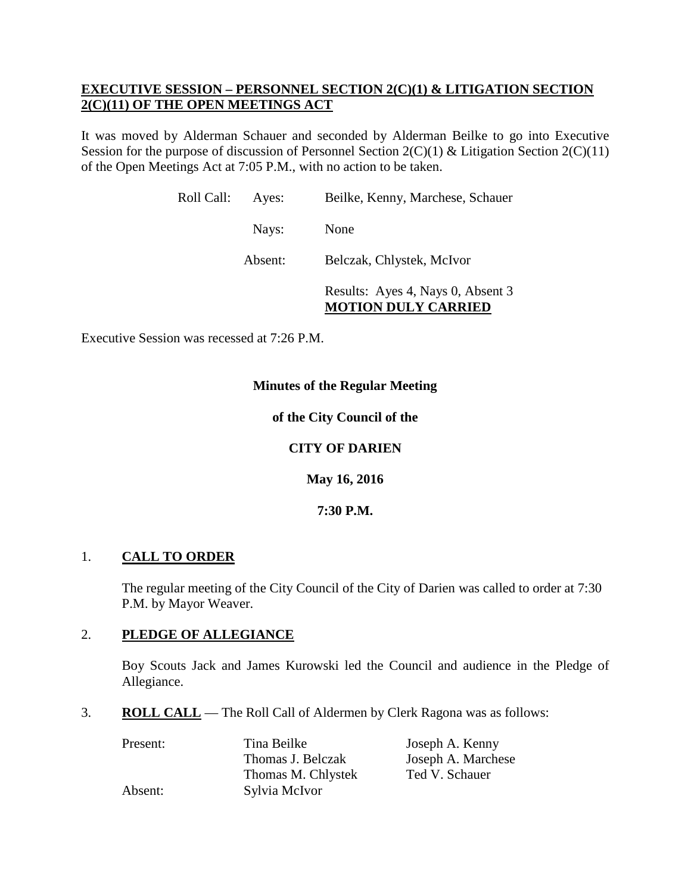**EXECUTIVE SESSION – PERSONNEL SECTION 2(C)(1) & LITIGATION SECTION 2(C)(11) OF THE OPEN MEETINGS ACT**

It was moved by Alderman Schauer and seconded by Alderman Beilke to go into Executive Session for the purpose of discussion of Personnel Section 2(C)(1) & Litigation Section 2(C)(11) of the Open Meetings Act at 7:05 P.M., with no action to be taken.

| Roll Call: | Ayes: | Beilke, Kenny, Marchese, Schauer |
|---|---|---|
| | Nays: | None |
| | Absent: | Belczak, Chlystek, McIvor |
| | | Results: Ayes 4, Nays 0, Absent 3 **MOTION DULY CARRIED** |

Executive Session was recessed at 7:26 P.M.

**Minutes of the Regular Meeting**

**of the City Council of the**

**CITY OF DARIEN**

**May 16, 2016**

**7:30 P.M.**

1. **CALL TO ORDER**

   The regular meeting of the City Council of the City of Darien was called to order at 7:30 P.M. by Mayor Weaver.

2. **PLEDGE OF ALLEGIANCE**

   Boy Scouts Jack and James Kurowski led the Council and audience in the Pledge of Allegiance.

3. **ROLL CALL** — The Roll Call of Aldermen by Clerk Ragona was as follows:

| | | |
|---|---|---|
| Present: | Tina Beilke | Joseph A. Kenny |
| | Thomas J. Belczak | Joseph A. Marchese |
| | Thomas M. Chlystek | Ted V. Schauer |
| Absent: | Sylvia McIvor | |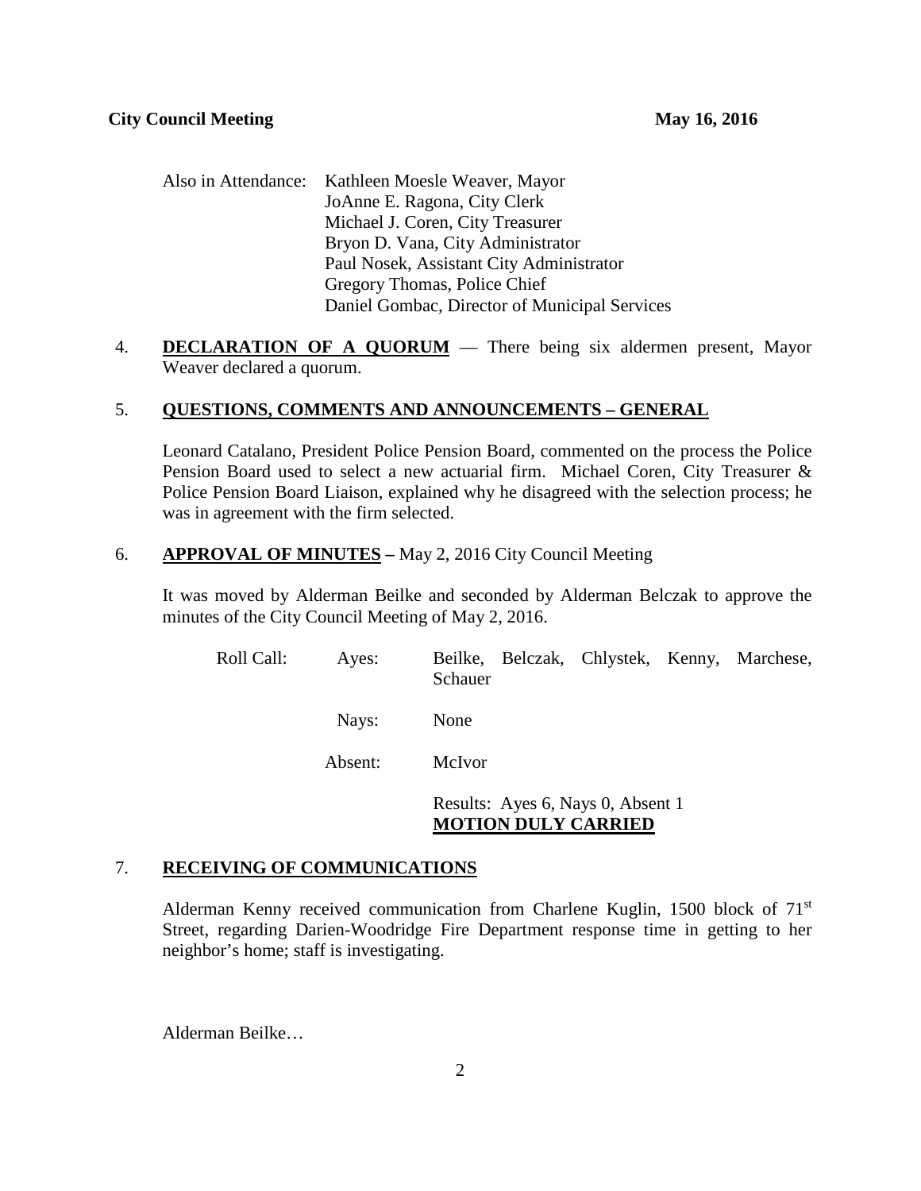Also in Attendance: Kathleen Moesle Weaver, Mayor
JoAnne E. Ragona, City Clerk
Michael J. Coren, City Treasurer
Bryon D. Vana, City Administrator
Paul Nosek, Assistant City Administrator
Gregory Thomas, Police Chief
Daniel Gombac, Director of Municipal Services

4. **DECLARATION OF A QUORUM** — There being six aldermen present, Mayor Weaver declared a quorum.

5. **QUESTIONS, COMMENTS AND ANNOUNCEMENTS – GENERAL**

Leonard Catalano, President Police Pension Board, commented on the process the Police Pension Board used to select a new actuarial firm. Michael Coren, City Treasurer & Police Pension Board Liaison, explained why he disagreed with the selection process; he was in agreement with the firm selected.

6. **APPROVAL OF MINUTES –** May 2, 2016 City Council Meeting

It was moved by Alderman Beilke and seconded by Alderman Belczak to approve the minutes of the City Council Meeting of May 2, 2016.

Roll Call: Ayes: Beilke, Belczak, Chlystek, Kenny, Marchese, Schauer

Nays: None

Absent: McIvor

Results: Ayes 6, Nays 0, Absent 1
**MOTION DULY CARRIED**

7. **RECEIVING OF COMMUNICATIONS**

Alderman Kenny received communication from Charlene Kuglin, 1500 block of 71st Street, regarding Darien-Woodridge Fire Department response time in getting to her neighbor's home; staff is investigating.

Alderman Beilke…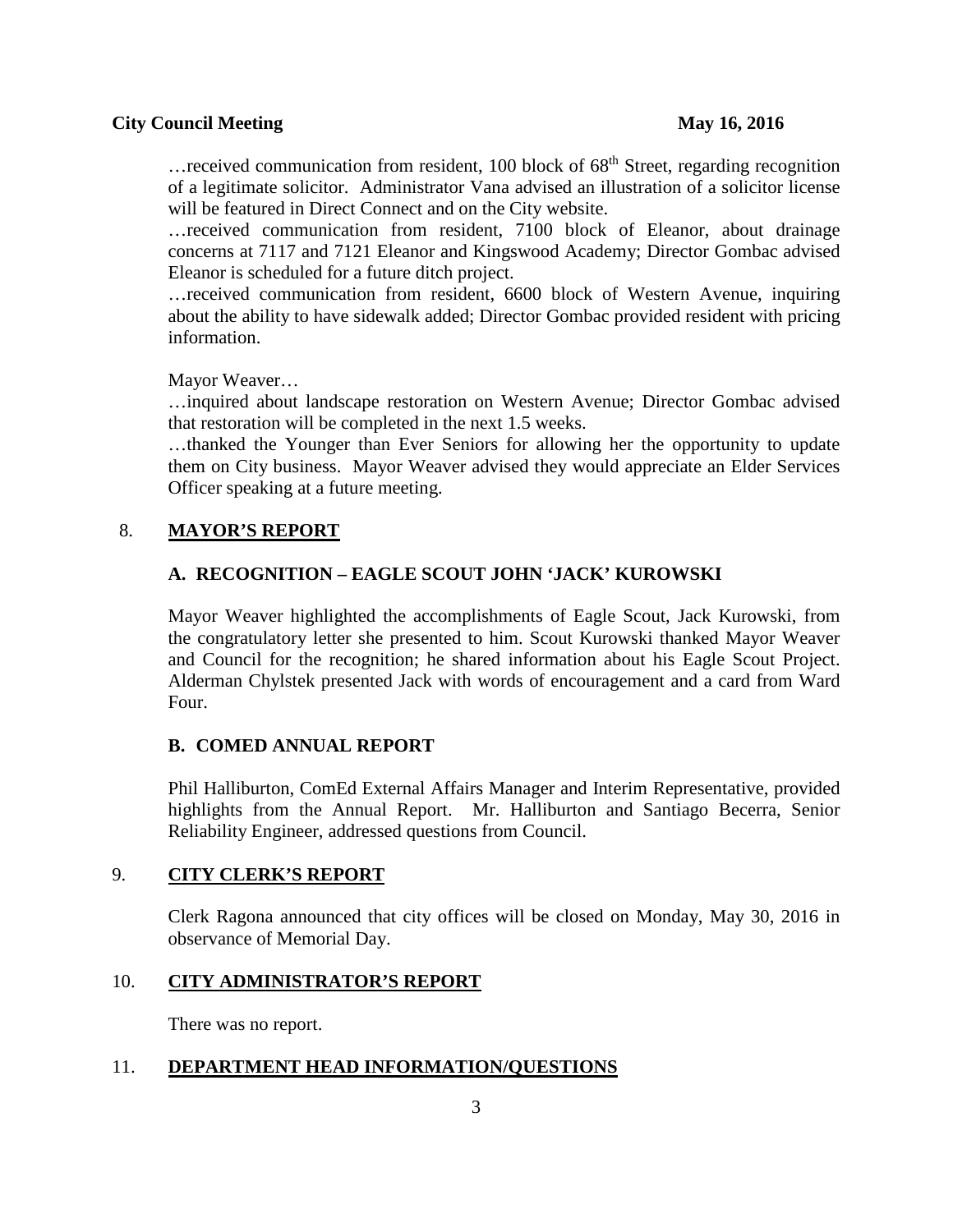…received communication from resident, 100 block of 68th Street, regarding recognition of a legitimate solicitor. Administrator Vana advised an illustration of a solicitor license will be featured in Direct Connect and on the City website.

…received communication from resident, 7100 block of Eleanor, about drainage concerns at 7117 and 7121 Eleanor and Kingswood Academy; Director Gombac advised Eleanor is scheduled for a future ditch project.

…received communication from resident, 6600 block of Western Avenue, inquiring about the ability to have sidewalk added; Director Gombac provided resident with pricing information.

Mayor Weaver…

…inquired about landscape restoration on Western Avenue; Director Gombac advised that restoration will be completed in the next 1.5 weeks.

…thanked the Younger than Ever Seniors for allowing her the opportunity to update them on City business. Mayor Weaver advised they would appreciate an Elder Services Officer speaking at a future meeting.

## 8. MAYOR'S REPORT

### A. RECOGNITION – EAGLE SCOUT JOHN 'JACK' KUROWSKI

Mayor Weaver highlighted the accomplishments of Eagle Scout, Jack Kurowski, from the congratulatory letter she presented to him. Scout Kurowski thanked Mayor Weaver and Council for the recognition; he shared information about his Eagle Scout Project. Alderman Chylstek presented Jack with words of encouragement and a card from Ward Four.

### B. COMED ANNUAL REPORT

Phil Halliburton, ComEd External Affairs Manager and Interim Representative, provided highlights from the Annual Report. Mr. Halliburton and Santiago Becerra, Senior Reliability Engineer, addressed questions from Council.

## 9. CITY CLERK'S REPORT

Clerk Ragona announced that city offices will be closed on Monday, May 30, 2016 in observance of Memorial Day.

## 10. CITY ADMINISTRATOR'S REPORT

There was no report.

## 11. DEPARTMENT HEAD INFORMATION/QUESTIONS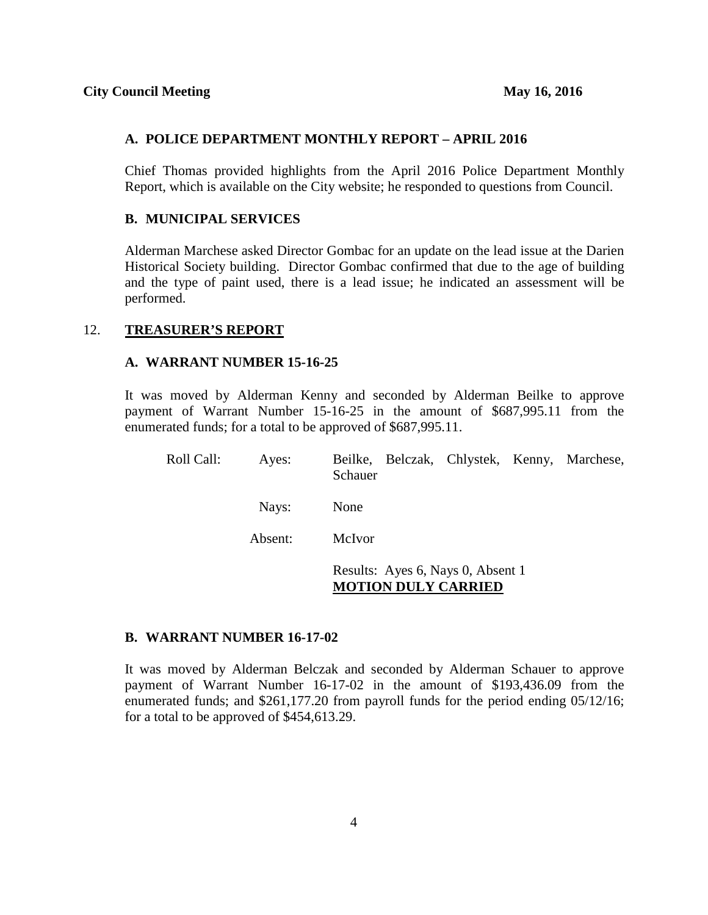### A. POLICE DEPARTMENT MONTHLY REPORT – APRIL 2016

Chief Thomas provided highlights from the April 2016 Police Department Monthly Report, which is available on the City website; he responded to questions from Council.

### B. MUNICIPAL SERVICES

Alderman Marchese asked Director Gombac for an update on the lead issue at the Darien Historical Society building. Director Gombac confirmed that due to the age of building and the type of paint used, there is a lead issue; he indicated an assessment will be performed.

## 12. **TREASURER'S REPORT**

### A. WARRANT NUMBER 15-16-25

It was moved by Alderman Kenny and seconded by Alderman Beilke to approve payment of Warrant Number 15-16-25 in the amount of $687,995.11 from the enumerated funds; for a total to be approved of $687,995.11.

Roll Call: Ayes: Beilke, Belczak, Chlystek, Kenny, Marchese, Schauer

Nays: None

Absent: McIvor

Results: Ayes 6, Nays 0, Absent 1
**MOTION DULY CARRIED**

### B. WARRANT NUMBER 16-17-02

It was moved by Alderman Belczak and seconded by Alderman Schauer to approve payment of Warrant Number 16-17-02 in the amount of $193,436.09 from the enumerated funds; and $261,177.20 from payroll funds for the period ending 05/12/16; for a total to be approved of $454,613.29.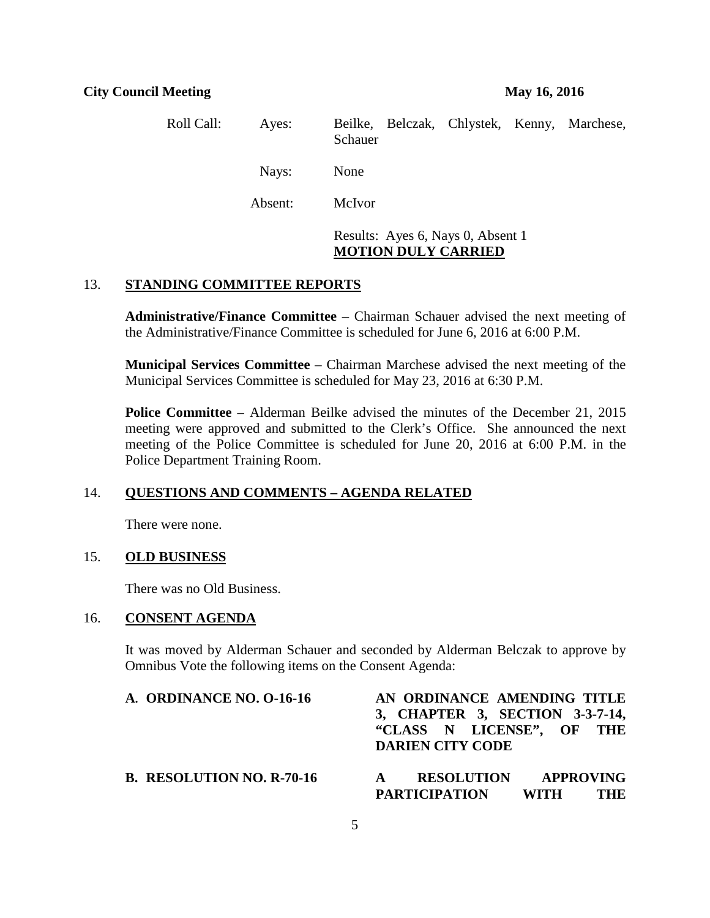Roll Call: Ayes: Beilke, Belczak, Chlystek, Kenny, Marchese, Schauer

Nays: None

Absent: McIvor

Results: Ayes 6, Nays 0, Absent 1
**MOTION DULY CARRIED**

## 13. STANDING COMMITTEE REPORTS

**Administrative/Finance Committee** – Chairman Schauer advised the next meeting of the Administrative/Finance Committee is scheduled for June 6, 2016 at 6:00 P.M.

**Municipal Services Committee** – Chairman Marchese advised the next meeting of the Municipal Services Committee is scheduled for May 23, 2016 at 6:30 P.M.

**Police Committee** – Alderman Beilke advised the minutes of the December 21, 2015 meeting were approved and submitted to the Clerk's Office. She announced the next meeting of the Police Committee is scheduled for June 20, 2016 at 6:00 P.M. in the Police Department Training Room.

## 14. QUESTIONS AND COMMENTS – AGENDA RELATED

There were none.

## 15. OLD BUSINESS

There was no Old Business.

## 16. CONSENT AGENDA

It was moved by Alderman Schauer and seconded by Alderman Belczak to approve by Omnibus Vote the following items on the Consent Agenda:

**A. ORDINANCE NO. O-16-16** — **AN ORDINANCE AMENDING TITLE 3, CHAPTER 3, SECTION 3-3-7-14, "CLASS N LICENSE", OF THE DARIEN CITY CODE**

**B. RESOLUTION NO. R-70-16** — **A RESOLUTION APPROVING PARTICIPATION WITH THE**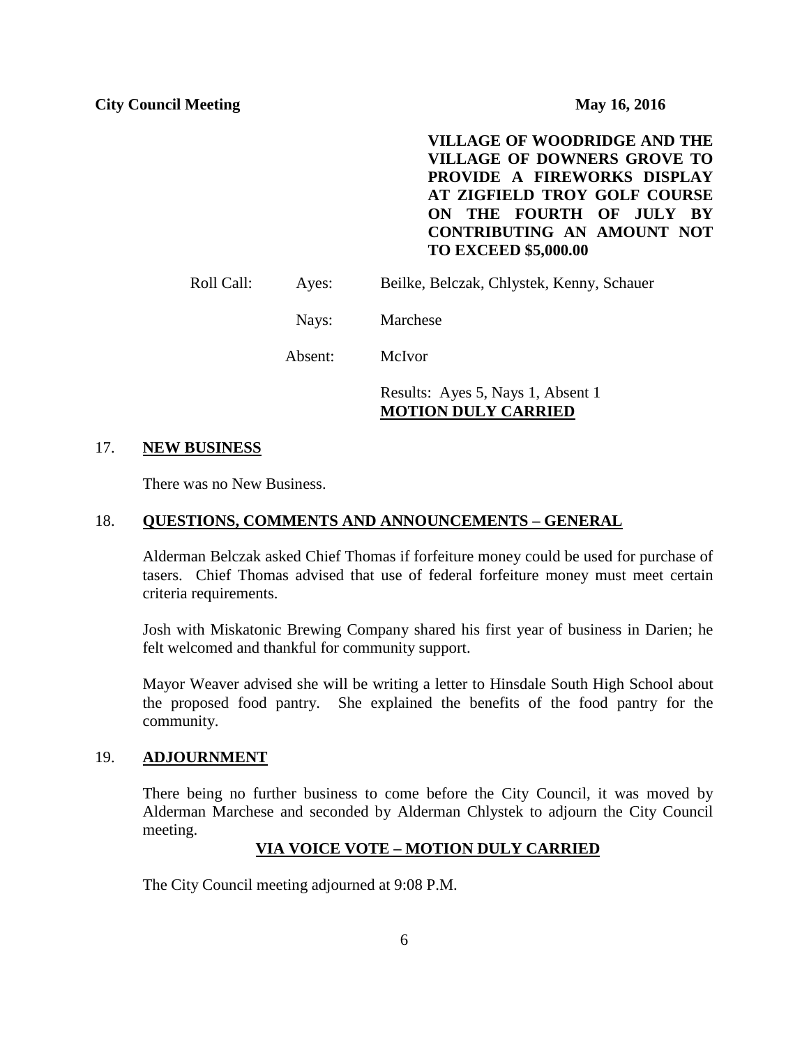**VILLAGE OF WOODRIDGE AND THE VILLAGE OF DOWNERS GROVE TO PROVIDE A FIREWORKS DISPLAY AT ZIGFIELD TROY GOLF COURSE ON THE FOURTH OF JULY BY CONTRIBUTING AN AMOUNT NOT TO EXCEED $5,000.00**

Roll Call: Ayes: Beilke, Belczak, Chlystek, Kenny, Schauer

Nays: Marchese

Absent: McIvor

Results: Ayes 5, Nays 1, Absent 1
**MOTION DULY CARRIED**

## 17. NEW BUSINESS

There was no New Business.

## 18. QUESTIONS, COMMENTS AND ANNOUNCEMENTS – GENERAL

Alderman Belczak asked Chief Thomas if forfeiture money could be used for purchase of tasers. Chief Thomas advised that use of federal forfeiture money must meet certain criteria requirements.

Josh with Miskatonic Brewing Company shared his first year of business in Darien; he felt welcomed and thankful for community support.

Mayor Weaver advised she will be writing a letter to Hinsdale South High School about the proposed food pantry. She explained the benefits of the food pantry for the community.

## 19. ADJOURNMENT

There being no further business to come before the City Council, it was moved by Alderman Marchese and seconded by Alderman Chlystek to adjourn the City Council meeting.

**VIA VOICE VOTE – MOTION DULY CARRIED**

The City Council meeting adjourned at 9:08 P.M.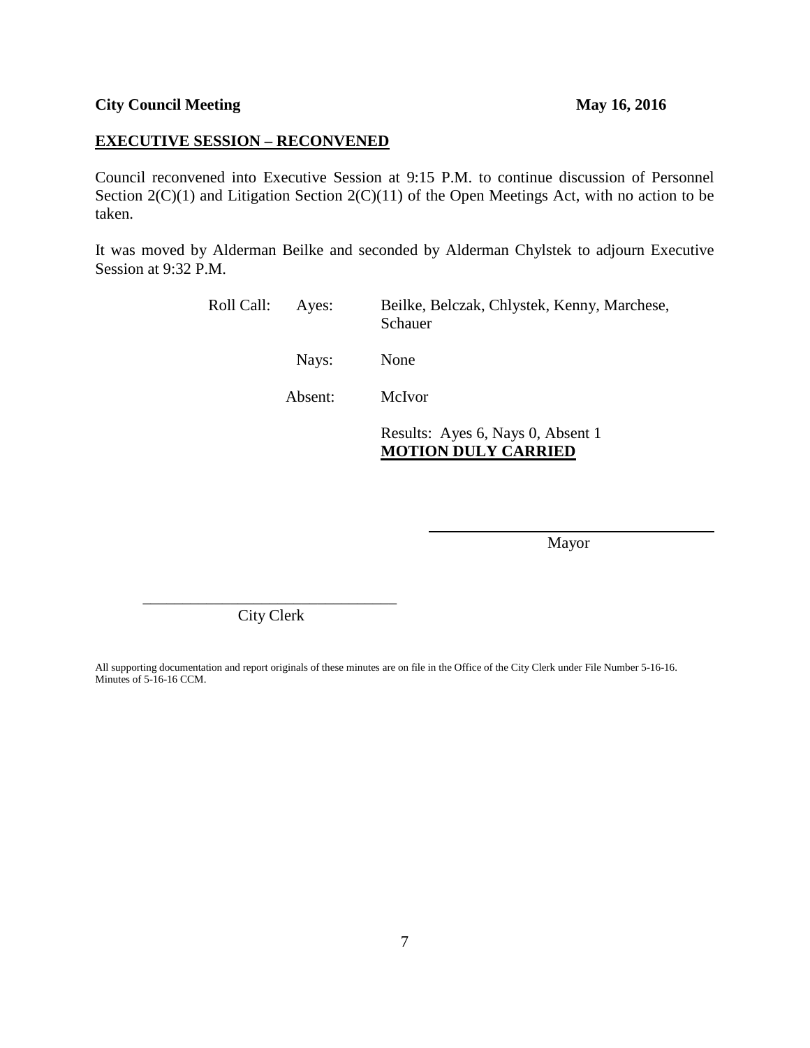**City Council Meeting** **May 16, 2016**

## EXECUTIVE SESSION – RECONVENED

Council reconvened into Executive Session at 9:15 P.M. to continue discussion of Personnel Section 2(C)(1) and Litigation Section 2(C)(11) of the Open Meetings Act, with no action to be taken.

It was moved by Alderman Beilke and seconded by Alderman Chylstek to adjourn Executive Session at 9:32 P.M.

Roll Call: Ayes: Beilke, Belczak, Chlystek, Kenny, Marchese, Schauer

Nays: None

Absent: McIvor

Results: Ayes 6, Nays 0, Absent 1
**MOTION DULY CARRIED**

______________________________
Mayor

______________________________
City Clerk

All supporting documentation and report originals of these minutes are on file in the Office of the City Clerk under File Number 5-16-16. Minutes of 5-16-16 CCM.